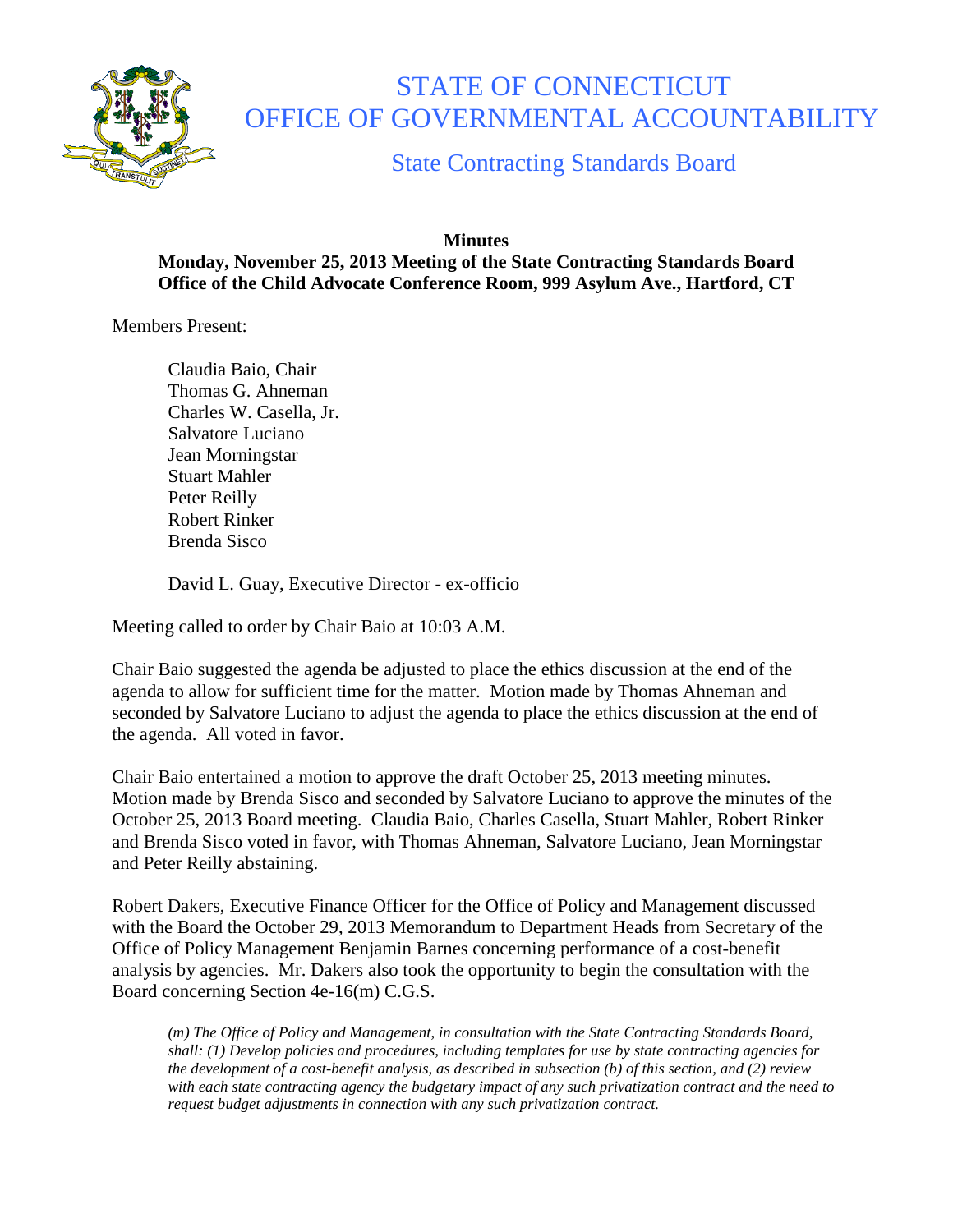# STATE OF CONNECTICUT
# OFFICE OF GOVERNMENTAL ACCOUNTABILITY

## State Contracting Standards Board

**Minutes**
**Monday, November 25, 2013 Meeting of the State Contracting Standards Board**
**Office of the Child Advocate Conference Room, 999 Asylum Ave., Hartford, CT**

Members Present:

Claudia Baio, Chair
Thomas G. Ahneman
Charles W. Casella, Jr.
Salvatore Luciano
Jean Morningstar
Stuart Mahler
Peter Reilly
Robert Rinker
Brenda Sisco

David L. Guay, Executive Director - ex-officio

Meeting called to order by Chair Baio at 10:03 A.M.

Chair Baio suggested the agenda be adjusted to place the ethics discussion at the end of the agenda to allow for sufficient time for the matter. Motion made by Thomas Ahneman and seconded by Salvatore Luciano to adjust the agenda to place the ethics discussion at the end of the agenda. All voted in favor.

Chair Baio entertained a motion to approve the draft October 25, 2013 meeting minutes. Motion made by Brenda Sisco and seconded by Salvatore Luciano to approve the minutes of the October 25, 2013 Board meeting. Claudia Baio, Charles Casella, Stuart Mahler, Robert Rinker and Brenda Sisco voted in favor, with Thomas Ahneman, Salvatore Luciano, Jean Morningstar and Peter Reilly abstaining.

Robert Dakers, Executive Finance Officer for the Office of Policy and Management discussed with the Board the October 29, 2013 Memorandum to Department Heads from Secretary of the Office of Policy Management Benjamin Barnes concerning performance of a cost-benefit analysis by agencies. Mr. Dakers also took the opportunity to begin the consultation with the Board concerning Section 4e-16(m) C.G.S.

> *(m) The Office of Policy and Management, in consultation with the State Contracting Standards Board, shall: (1) Develop policies and procedures, including templates for use by state contracting agencies for the development of a cost-benefit analysis, as described in subsection (b) of this section, and (2) review with each state contracting agency the budgetary impact of any such privatization contract and the need to request budget adjustments in connection with any such privatization contract.*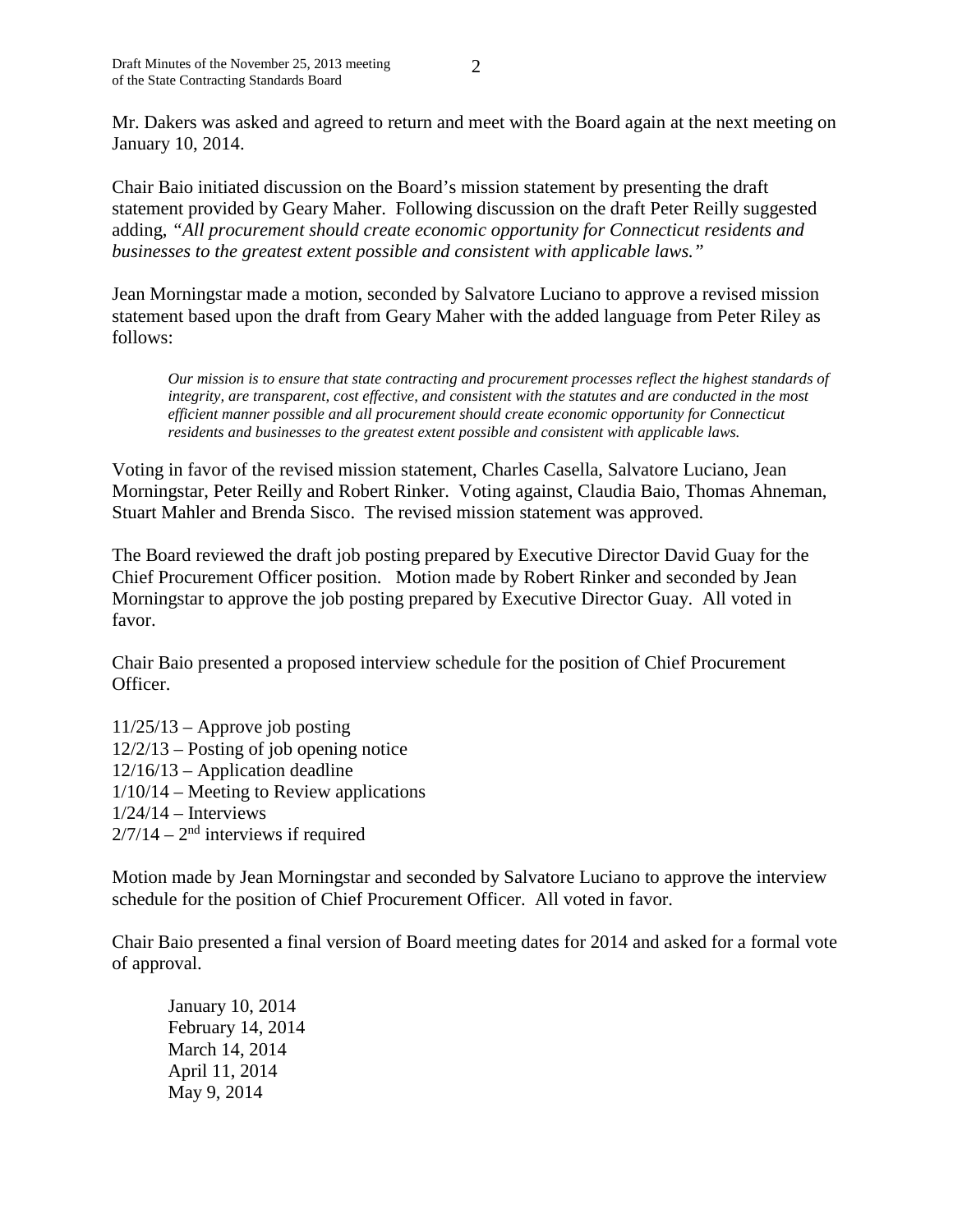Mr. Dakers was asked and agreed to return and meet with the Board again at the next meeting on January 10, 2014.

Chair Baio initiated discussion on the Board's mission statement by presenting the draft statement provided by Geary Maher. Following discussion on the draft Peter Reilly suggested adding, *"All procurement should create economic opportunity for Connecticut residents and businesses to the greatest extent possible and consistent with applicable laws."*

Jean Morningstar made a motion, seconded by Salvatore Luciano to approve a revised mission statement based upon the draft from Geary Maher with the added language from Peter Riley as follows:

> *Our mission is to ensure that state contracting and procurement processes reflect the highest standards of integrity, are transparent, cost effective, and consistent with the statutes and are conducted in the most efficient manner possible and all procurement should create economic opportunity for Connecticut residents and businesses to the greatest extent possible and consistent with applicable laws.*

Voting in favor of the revised mission statement, Charles Casella, Salvatore Luciano, Jean Morningstar, Peter Reilly and Robert Rinker. Voting against, Claudia Baio, Thomas Ahneman, Stuart Mahler and Brenda Sisco. The revised mission statement was approved.

The Board reviewed the draft job posting prepared by Executive Director David Guay for the Chief Procurement Officer position. Motion made by Robert Rinker and seconded by Jean Morningstar to approve the job posting prepared by Executive Director Guay. All voted in favor.

Chair Baio presented a proposed interview schedule for the position of Chief Procurement Officer.

11/25/13 – Approve job posting
12/2/13 – Posting of job opening notice
12/16/13 – Application deadline
1/10/14 – Meeting to Review applications
1/24/14 – Interviews
2/7/14 – 2nd interviews if required

Motion made by Jean Morningstar and seconded by Salvatore Luciano to approve the interview schedule for the position of Chief Procurement Officer. All voted in favor.

Chair Baio presented a final version of Board meeting dates for 2014 and asked for a formal vote of approval.

January 10, 2014
February 14, 2014
March 14, 2014
April 11, 2014
May 9, 2014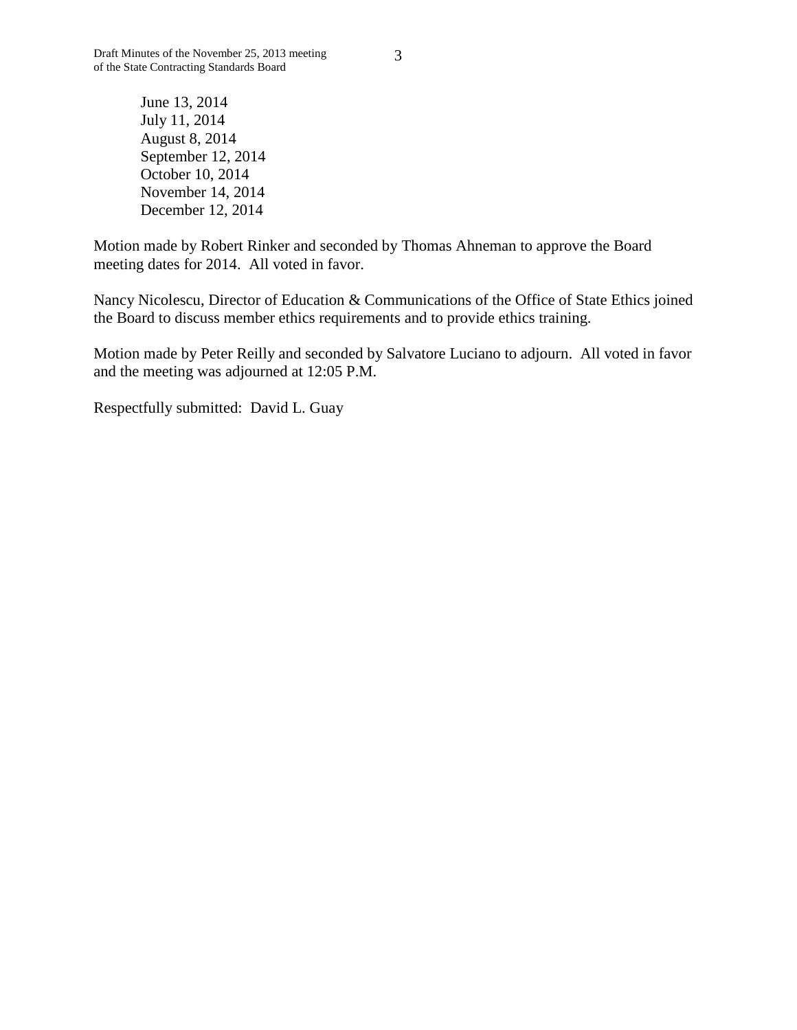June 13, 2014
July 11, 2014
August 8, 2014
September 12, 2014
October 10, 2014
November 14, 2014
December 12, 2014

Motion made by Robert Rinker and seconded by Thomas Ahneman to approve the Board meeting dates for 2014. All voted in favor.

Nancy Nicolescu, Director of Education & Communications of the Office of State Ethics joined the Board to discuss member ethics requirements and to provide ethics training.

Motion made by Peter Reilly and seconded by Salvatore Luciano to adjourn. All voted in favor and the meeting was adjourned at 12:05 P.M.

Respectfully submitted: David L. Guay